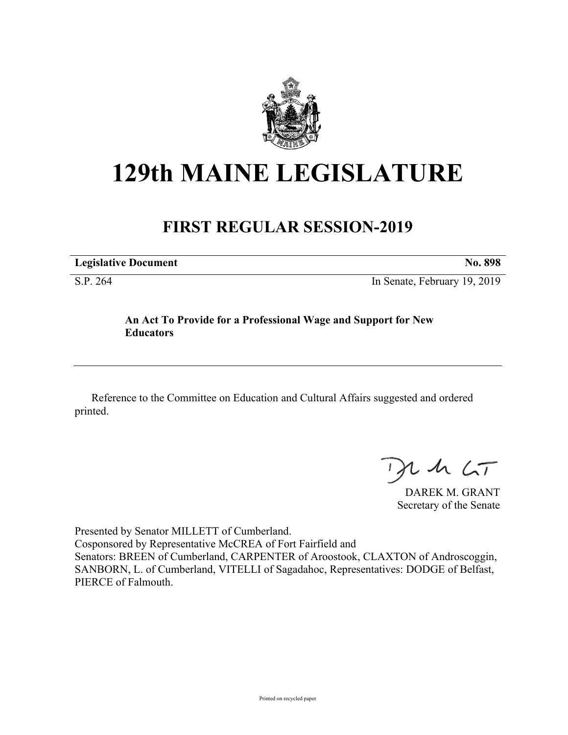# 129th MAINE LEGISLATURE

## FIRST REGULAR SESSION-2019

**Legislative Document** **No. 898**

S.P. 264 In Senate, February 19, 2019

**An Act To Provide for a Professional Wage and Support for New Educators**

Reference to the Committee on Education and Cultural Affairs suggested and ordered printed.

DAREK M. GRANT
Secretary of the Senate

Presented by Senator MILLETT of Cumberland.
Cosponsored by Representative McCREA of Fort Fairfield and
Senators: BREEN of Cumberland, CARPENTER of Aroostook, CLAXTON of Androscoggin, SANBORN, L. of Cumberland, VITELLI of Sagadahoc, Representatives: DODGE of Belfast, PIERCE of Falmouth.

Printed on recycled paper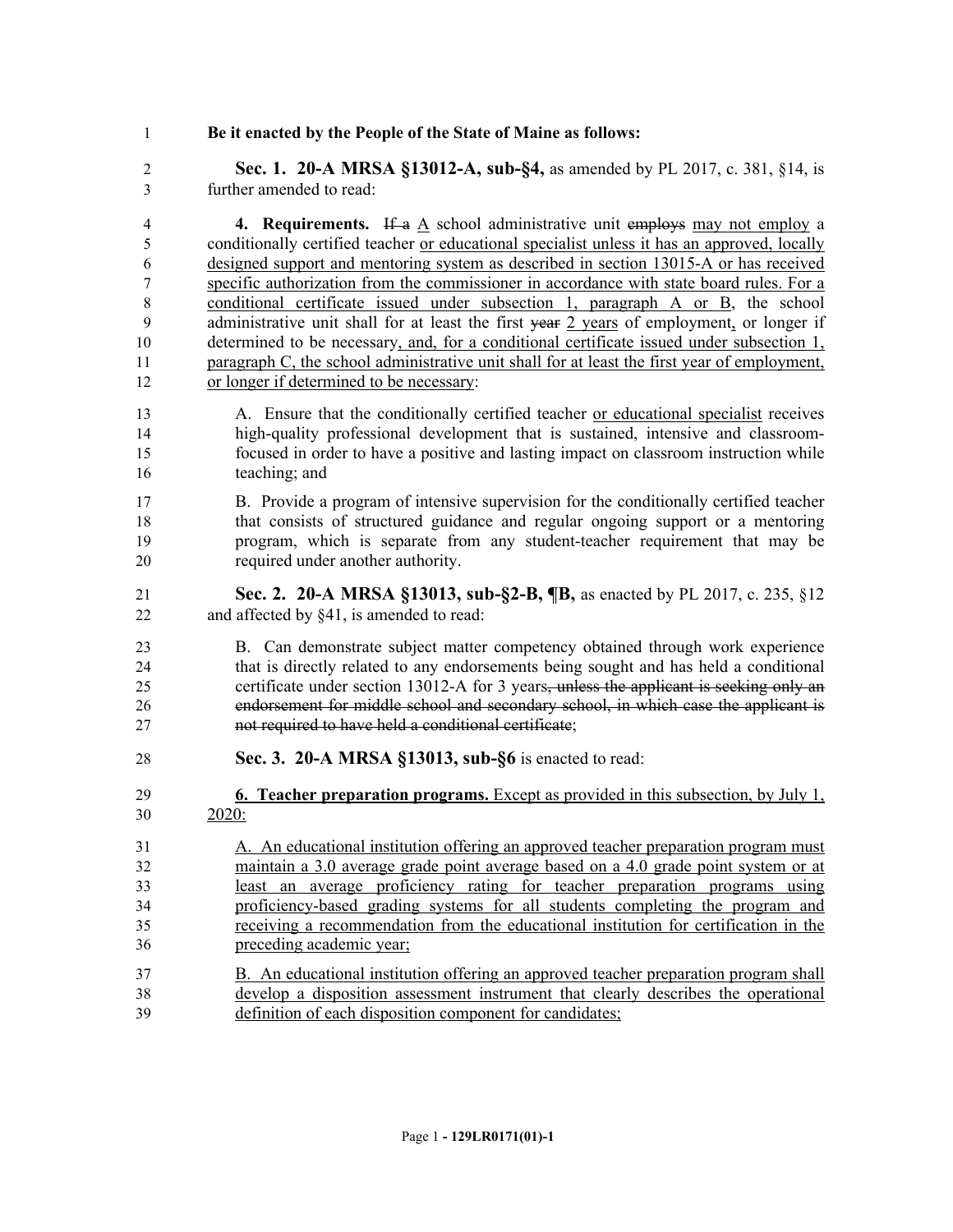**Be it enacted by the People of the State of Maine as follows:**

**Sec. 1. 20-A MRSA §13012-A, sub-§4,** as amended by PL 2017, c. 381, §14, is further amended to read:

**4. Requirements.** ~~If a~~ A school administrative unit ~~employs~~ may not employ a conditionally certified teacher or educational specialist unless it has an approved, locally designed support and mentoring system as described in section 13015-A or has received specific authorization from the commissioner in accordance with state board rules. For a conditional certificate issued under subsection 1, paragraph A or B, the school administrative unit shall for at least the first ~~year~~ 2 years of employment, or longer if determined to be necessary, and, for a conditional certificate issued under subsection 1, paragraph C, the school administrative unit shall for at least the first year of employment, or longer if determined to be necessary:

A. Ensure that the conditionally certified teacher or educational specialist receives high-quality professional development that is sustained, intensive and classroom-focused in order to have a positive and lasting impact on classroom instruction while teaching; and

B. Provide a program of intensive supervision for the conditionally certified teacher that consists of structured guidance and regular ongoing support or a mentoring program, which is separate from any student-teacher requirement that may be required under another authority.

**Sec. 2. 20-A MRSA §13013, sub-§2-B, ¶B,** as enacted by PL 2017, c. 235, §12 and affected by §41, is amended to read:

B. Can demonstrate subject matter competency obtained through work experience that is directly related to any endorsements being sought and has held a conditional certificate under section 13012-A for 3 years~~, unless the applicant is seeking only an endorsement for middle school and secondary school, in which case the applicant is not required to have held a conditional certificate~~;

**Sec. 3. 20-A MRSA §13013, sub-§6** is enacted to read:

**6. Teacher preparation programs.** Except as provided in this subsection, by July 1, 2020:

A. An educational institution offering an approved teacher preparation program must maintain a 3.0 average grade point average based on a 4.0 grade point system or at least an average proficiency rating for teacher preparation programs using proficiency-based grading systems for all students completing the program and receiving a recommendation from the educational institution for certification in the preceding academic year;

B. An educational institution offering an approved teacher preparation program shall develop a disposition assessment instrument that clearly describes the operational definition of each disposition component for candidates;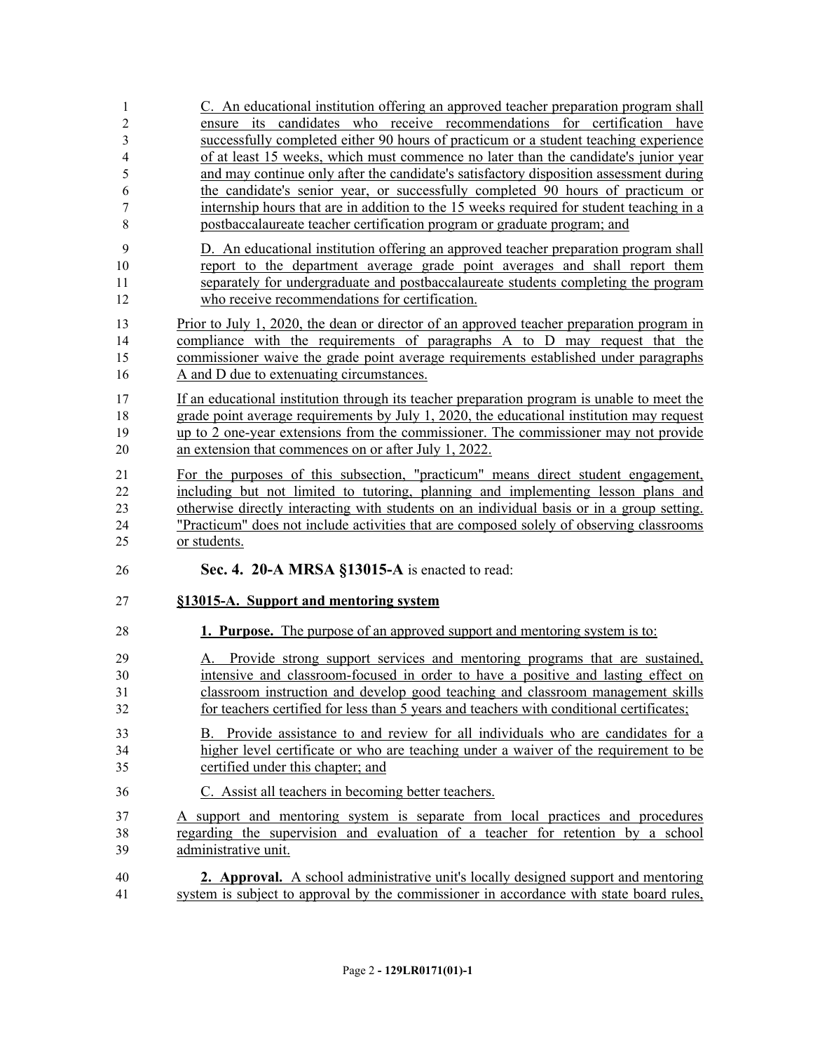C. An educational institution offering an approved teacher preparation program shall ensure its candidates who receive recommendations for certification have successfully completed either 90 hours of practicum or a student teaching experience of at least 15 weeks, which must commence no later than the candidate's junior year and may continue only after the candidate's satisfactory disposition assessment during the candidate's senior year, or successfully completed 90 hours of practicum or internship hours that are in addition to the 15 weeks required for student teaching in a postbaccalaureate teacher certification program or graduate program; and

D. An educational institution offering an approved teacher preparation program shall report to the department average grade point averages and shall report them separately for undergraduate and postbaccalaureate students completing the program who receive recommendations for certification.

Prior to July 1, 2020, the dean or director of an approved teacher preparation program in compliance with the requirements of paragraphs A to D may request that the commissioner waive the grade point average requirements established under paragraphs A and D due to extenuating circumstances.

If an educational institution through its teacher preparation program is unable to meet the grade point average requirements by July 1, 2020, the educational institution may request up to 2 one-year extensions from the commissioner. The commissioner may not provide an extension that commences on or after July 1, 2022.

For the purposes of this subsection, "practicum" means direct student engagement, including but not limited to tutoring, planning and implementing lesson plans and otherwise directly interacting with students on an individual basis or in a group setting. "Practicum" does not include activities that are composed solely of observing classrooms or students.

**Sec. 4. 20-A MRSA §13015-A** is enacted to read:

**§13015-A. Support and mentoring system**

**1. Purpose.** The purpose of an approved support and mentoring system is to:

A. Provide strong support services and mentoring programs that are sustained, intensive and classroom-focused in order to have a positive and lasting effect on classroom instruction and develop good teaching and classroom management skills for teachers certified for less than 5 years and teachers with conditional certificates;

B. Provide assistance to and review for all individuals who are candidates for a higher level certificate or who are teaching under a waiver of the requirement to be certified under this chapter; and

C. Assist all teachers in becoming better teachers.

A support and mentoring system is separate from local practices and procedures regarding the supervision and evaluation of a teacher for retention by a school administrative unit.

**2. Approval.** A school administrative unit's locally designed support and mentoring system is subject to approval by the commissioner in accordance with state board rules,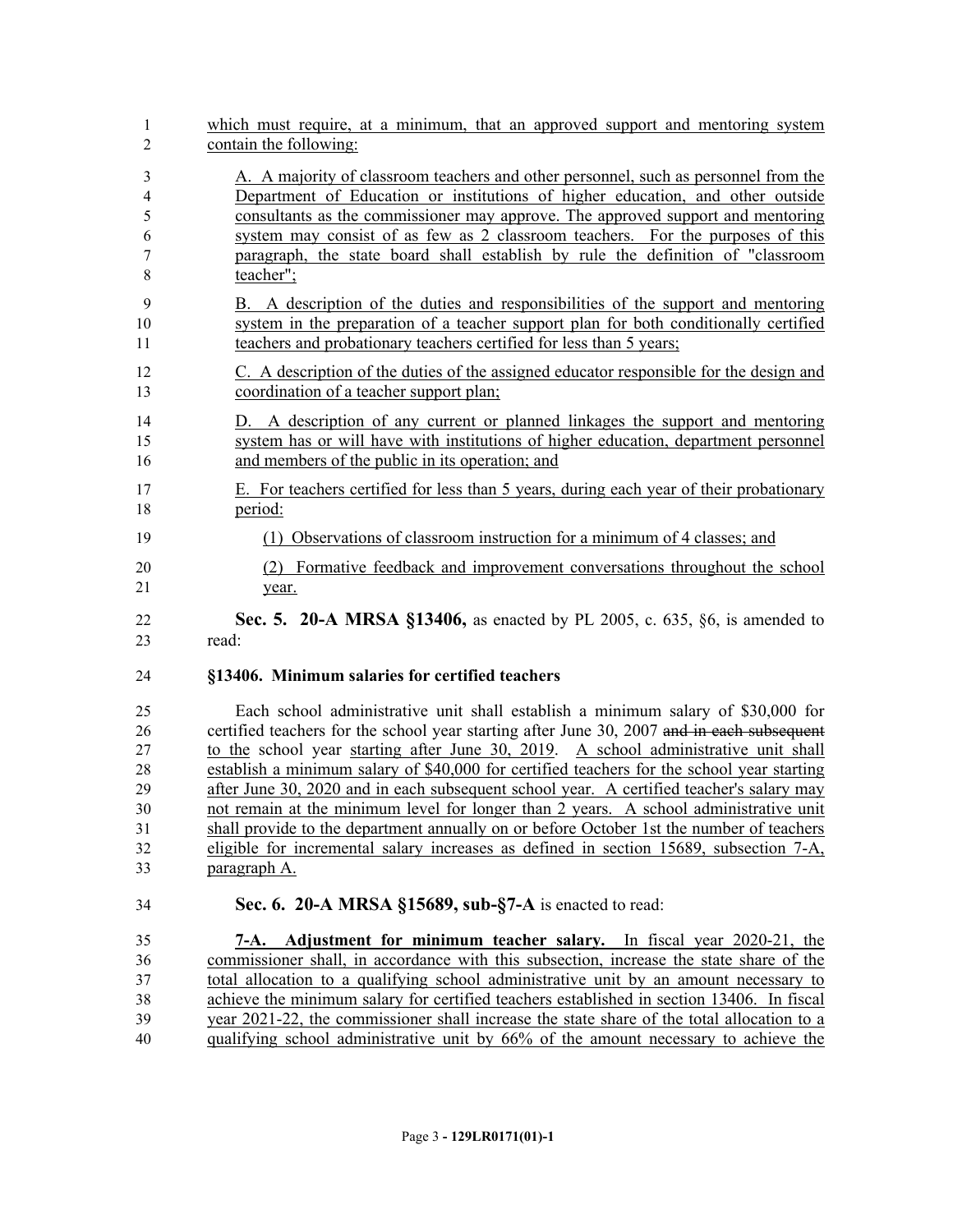which must require, at a minimum, that an approved support and mentoring system contain the following:

A. A majority of classroom teachers and other personnel, such as personnel from the Department of Education or institutions of higher education, and other outside consultants as the commissioner may approve. The approved support and mentoring system may consist of as few as 2 classroom teachers. For the purposes of this paragraph, the state board shall establish by rule the definition of "classroom teacher";

B. A description of the duties and responsibilities of the support and mentoring system in the preparation of a teacher support plan for both conditionally certified teachers and probationary teachers certified for less than 5 years;

C. A description of the duties of the assigned educator responsible for the design and coordination of a teacher support plan;

D. A description of any current or planned linkages the support and mentoring system has or will have with institutions of higher education, department personnel and members of the public in its operation; and

E. For teachers certified for less than 5 years, during each year of their probationary period:

(1) Observations of classroom instruction for a minimum of 4 classes; and

(2) Formative feedback and improvement conversations throughout the school year.

**Sec. 5. 20-A MRSA §13406,** as enacted by PL 2005, c. 635, §6, is amended to read:

**§13406. Minimum salaries for certified teachers**

Each school administrative unit shall establish a minimum salary of $30,000 for certified teachers for the school year starting after June 30, 2007 ~~and in each subsequent~~ to the school year starting after June 30, 2019. A school administrative unit shall establish a minimum salary of $40,000 for certified teachers for the school year starting after June 30, 2020 and in each subsequent school year. A certified teacher's salary may not remain at the minimum level for longer than 2 years. A school administrative unit shall provide to the department annually on or before October 1st the number of teachers eligible for incremental salary increases as defined in section 15689, subsection 7-A, paragraph A.

**Sec. 6. 20-A MRSA §15689, sub-§7-A** is enacted to read:

**7-A. Adjustment for minimum teacher salary.** In fiscal year 2020-21, the commissioner shall, in accordance with this subsection, increase the state share of the total allocation to a qualifying school administrative unit by an amount necessary to achieve the minimum salary for certified teachers established in section 13406. In fiscal year 2021-22, the commissioner shall increase the state share of the total allocation to a qualifying school administrative unit by 66% of the amount necessary to achieve the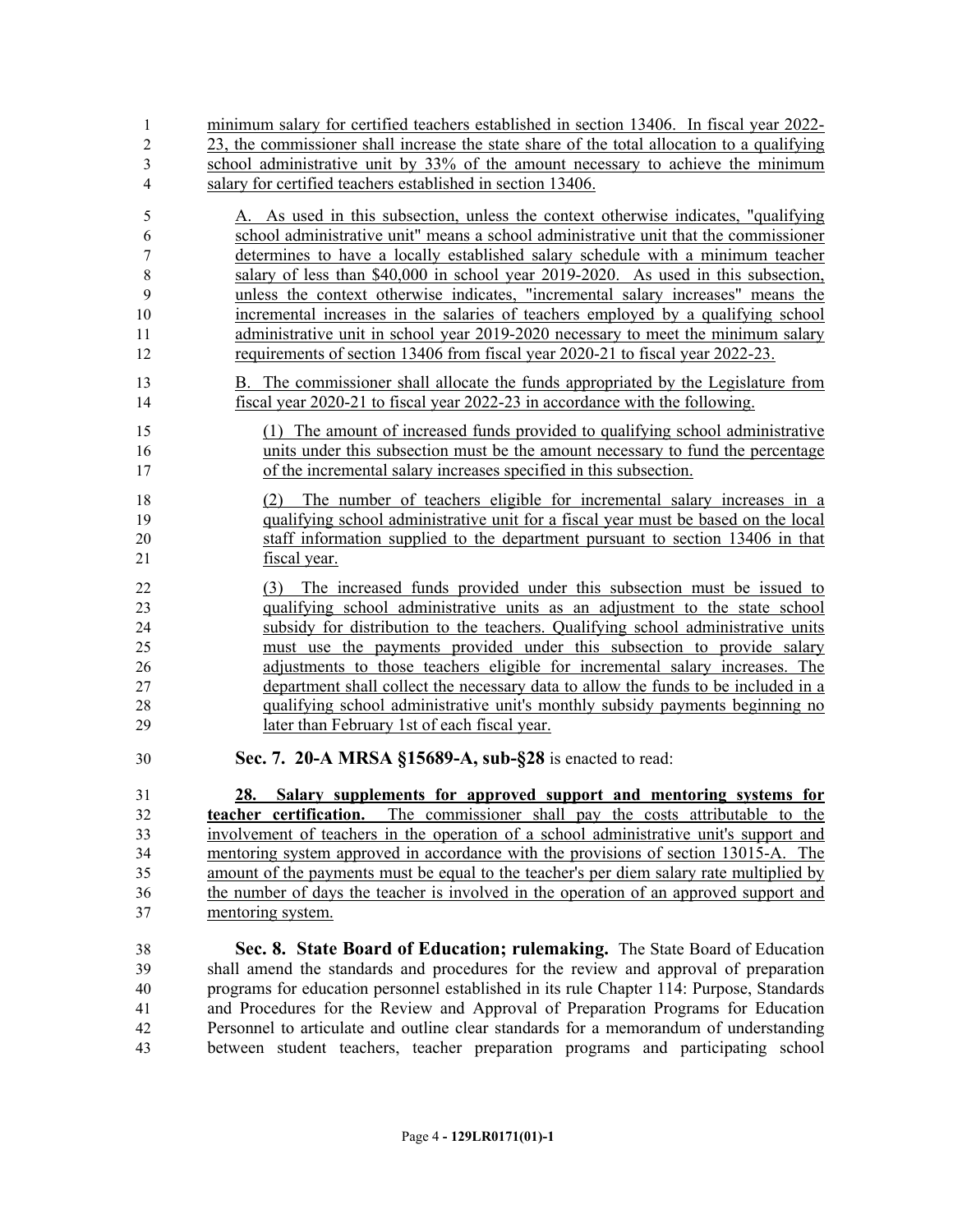minimum salary for certified teachers established in section 13406. In fiscal year 2022-23, the commissioner shall increase the state share of the total allocation to a qualifying school administrative unit by 33% of the amount necessary to achieve the minimum salary for certified teachers established in section 13406.

A. As used in this subsection, unless the context otherwise indicates, "qualifying school administrative unit" means a school administrative unit that the commissioner determines to have a locally established salary schedule with a minimum teacher salary of less than $40,000 in school year 2019-2020. As used in this subsection, unless the context otherwise indicates, "incremental salary increases" means the incremental increases in the salaries of teachers employed by a qualifying school administrative unit in school year 2019-2020 necessary to meet the minimum salary requirements of section 13406 from fiscal year 2020-21 to fiscal year 2022-23.

B. The commissioner shall allocate the funds appropriated by the Legislature from fiscal year 2020-21 to fiscal year 2022-23 in accordance with the following.

(1) The amount of increased funds provided to qualifying school administrative units under this subsection must be the amount necessary to fund the percentage of the incremental salary increases specified in this subsection.

(2) The number of teachers eligible for incremental salary increases in a qualifying school administrative unit for a fiscal year must be based on the local staff information supplied to the department pursuant to section 13406 in that fiscal year.

(3) The increased funds provided under this subsection must be issued to qualifying school administrative units as an adjustment to the state school subsidy for distribution to the teachers. Qualifying school administrative units must use the payments provided under this subsection to provide salary adjustments to those teachers eligible for incremental salary increases. The department shall collect the necessary data to allow the funds to be included in a qualifying school administrative unit's monthly subsidy payments beginning no later than February 1st of each fiscal year.

**Sec. 7. 20-A MRSA §15689-A, sub-§28** is enacted to read:

**28. Salary supplements for approved support and mentoring systems for teacher certification.** The commissioner shall pay the costs attributable to the involvement of teachers in the operation of a school administrative unit's support and mentoring system approved in accordance with the provisions of section 13015-A. The amount of the payments must be equal to the teacher's per diem salary rate multiplied by the number of days the teacher is involved in the operation of an approved support and mentoring system.

**Sec. 8. State Board of Education; rulemaking.** The State Board of Education shall amend the standards and procedures for the review and approval of preparation programs for education personnel established in its rule Chapter 114: Purpose, Standards and Procedures for the Review and Approval of Preparation Programs for Education Personnel to articulate and outline clear standards for a memorandum of understanding between student teachers, teacher preparation programs and participating school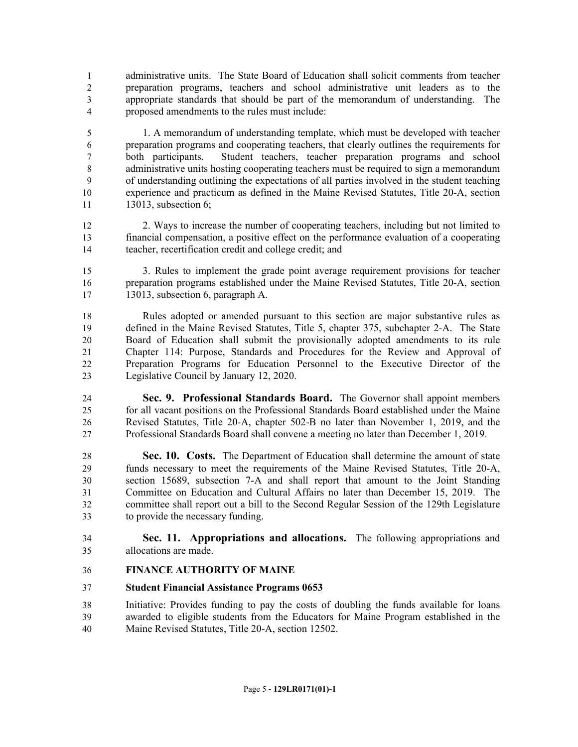administrative units. The State Board of Education shall solicit comments from teacher preparation programs, teachers and school administrative unit leaders as to the appropriate standards that should be part of the memorandum of understanding. The proposed amendments to the rules must include:

1. A memorandum of understanding template, which must be developed with teacher preparation programs and cooperating teachers, that clearly outlines the requirements for both participants. Student teachers, teacher preparation programs and school administrative units hosting cooperating teachers must be required to sign a memorandum of understanding outlining the expectations of all parties involved in the student teaching experience and practicum as defined in the Maine Revised Statutes, Title 20-A, section 13013, subsection 6;

2. Ways to increase the number of cooperating teachers, including but not limited to financial compensation, a positive effect on the performance evaluation of a cooperating teacher, recertification credit and college credit; and

3. Rules to implement the grade point average requirement provisions for teacher preparation programs established under the Maine Revised Statutes, Title 20-A, section 13013, subsection 6, paragraph A.

Rules adopted or amended pursuant to this section are major substantive rules as defined in the Maine Revised Statutes, Title 5, chapter 375, subchapter 2-A. The State Board of Education shall submit the provisionally adopted amendments to its rule Chapter 114: Purpose, Standards and Procedures for the Review and Approval of Preparation Programs for Education Personnel to the Executive Director of the Legislative Council by January 12, 2020.

**Sec. 9. Professional Standards Board.** The Governor shall appoint members for all vacant positions on the Professional Standards Board established under the Maine Revised Statutes, Title 20-A, chapter 502-B no later than November 1, 2019, and the Professional Standards Board shall convene a meeting no later than December 1, 2019.

**Sec. 10. Costs.** The Department of Education shall determine the amount of state funds necessary to meet the requirements of the Maine Revised Statutes, Title 20-A, section 15689, subsection 7-A and shall report that amount to the Joint Standing Committee on Education and Cultural Affairs no later than December 15, 2019. The committee shall report out a bill to the Second Regular Session of the 129th Legislature to provide the necessary funding.

**Sec. 11. Appropriations and allocations.** The following appropriations and allocations are made.

**FINANCE AUTHORITY OF MAINE**

**Student Financial Assistance Programs 0653**

Initiative: Provides funding to pay the costs of doubling the funds available for loans awarded to eligible students from the Educators for Maine Program established in the Maine Revised Statutes, Title 20-A, section 12502.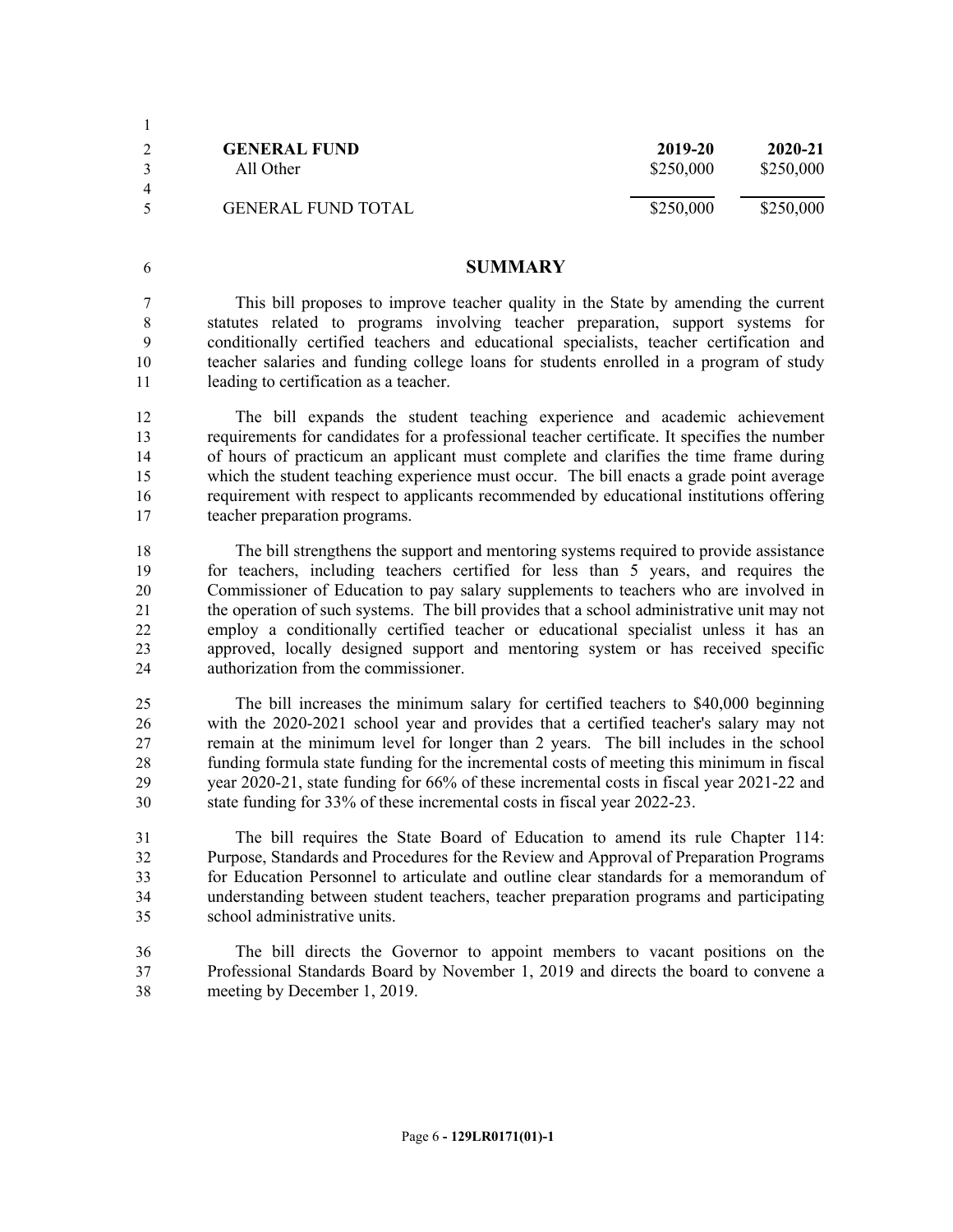| GENERAL FUND | 2019-20 | 2020-21 |
| --- | --- | --- |
| All Other | $250,000 | $250,000 |
| GENERAL FUND TOTAL | $250,000 | $250,000 |

## SUMMARY

This bill proposes to improve teacher quality in the State by amending the current statutes related to programs involving teacher preparation, support systems for conditionally certified teachers and educational specialists, teacher certification and teacher salaries and funding college loans for students enrolled in a program of study leading to certification as a teacher.

The bill expands the student teaching experience and academic achievement requirements for candidates for a professional teacher certificate. It specifies the number of hours of practicum an applicant must complete and clarifies the time frame during which the student teaching experience must occur. The bill enacts a grade point average requirement with respect to applicants recommended by educational institutions offering teacher preparation programs.

The bill strengthens the support and mentoring systems required to provide assistance for teachers, including teachers certified for less than 5 years, and requires the Commissioner of Education to pay salary supplements to teachers who are involved in the operation of such systems. The bill provides that a school administrative unit may not employ a conditionally certified teacher or educational specialist unless it has an approved, locally designed support and mentoring system or has received specific authorization from the commissioner.

The bill increases the minimum salary for certified teachers to $40,000 beginning with the 2020-2021 school year and provides that a certified teacher's salary may not remain at the minimum level for longer than 2 years. The bill includes in the school funding formula state funding for the incremental costs of meeting this minimum in fiscal year 2020-21, state funding for 66% of these incremental costs in fiscal year 2021-22 and state funding for 33% of these incremental costs in fiscal year 2022-23.

The bill requires the State Board of Education to amend its rule Chapter 114: Purpose, Standards and Procedures for the Review and Approval of Preparation Programs for Education Personnel to articulate and outline clear standards for a memorandum of understanding between student teachers, teacher preparation programs and participating school administrative units.

The bill directs the Governor to appoint members to vacant positions on the Professional Standards Board by November 1, 2019 and directs the board to convene a meeting by December 1, 2019.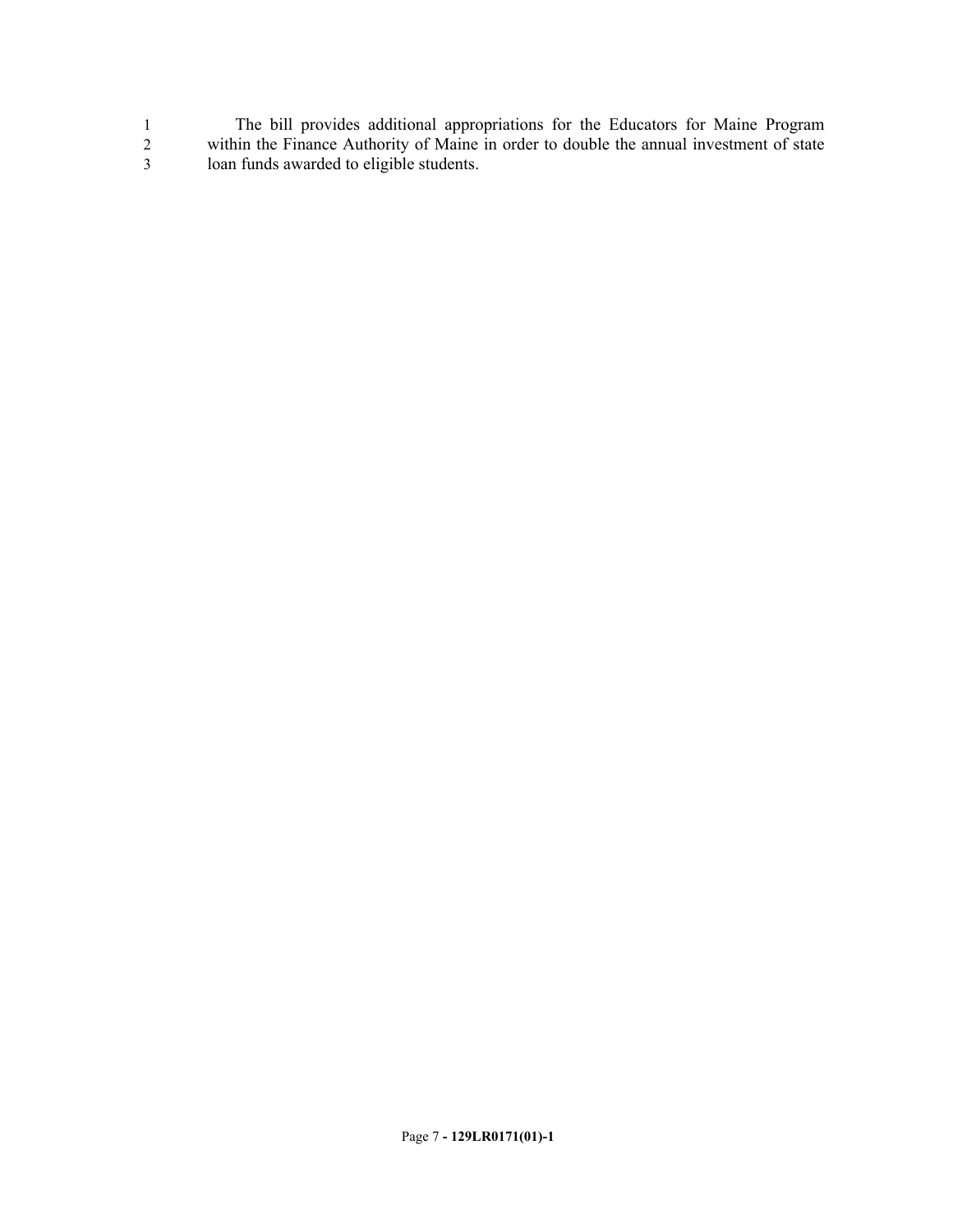The bill provides additional appropriations for the Educators for Maine Program within the Finance Authority of Maine in order to double the annual investment of state loan funds awarded to eligible students.